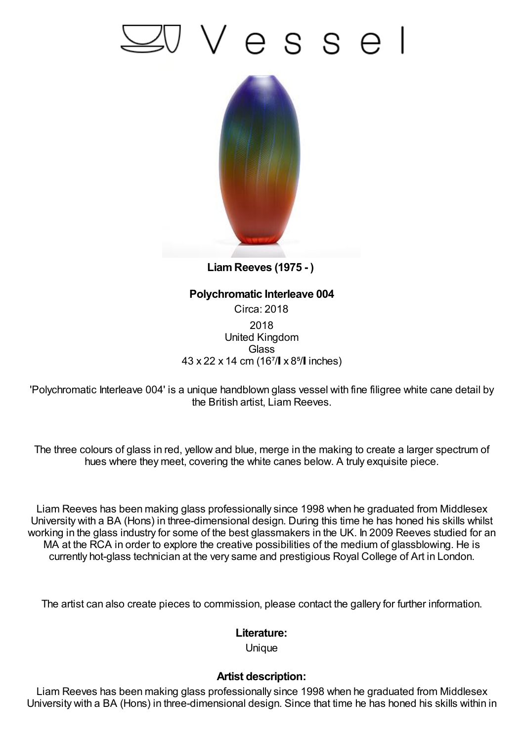# Vessel

**Liam Reeves (1975 - )**

**Polychromatic Interleave 004**

Circa: 2018

2018
United Kingdom
Glass
43 x 22 x 14 cm (16⁷/▌x 8⁵/▌inches)

'Polychromatic Interleave 004' is a unique handblown glass vessel with fine filigree white cane detail by the British artist, Liam Reeves.

The three colours of glass in red, yellow and blue, merge in the making to create a larger spectrum of hues where they meet, covering the white canes below. A truly exquisite piece.

Liam Reeves has been making glass professionally since 1998 when he graduated from Middlesex University with a BA (Hons) in three-dimensional design. During this time he has honed his skills whilst working in the glass industry for some of the best glassmakers in the UK. In 2009 Reeves studied for an MA at the RCA in order to explore the creative possibilities of the medium of glassblowing. He is currently hot-glass technician at the very same and prestigious Royal College of Art in London.

The artist can also create pieces to commission, please contact the gallery for further information.

**Literature:**

Unique

**Artist description:**

Liam Reeves has been making glass professionally since 1998 when he graduated from Middlesex University with a BA (Hons) in three-dimensional design. Since that time he has honed his skills within in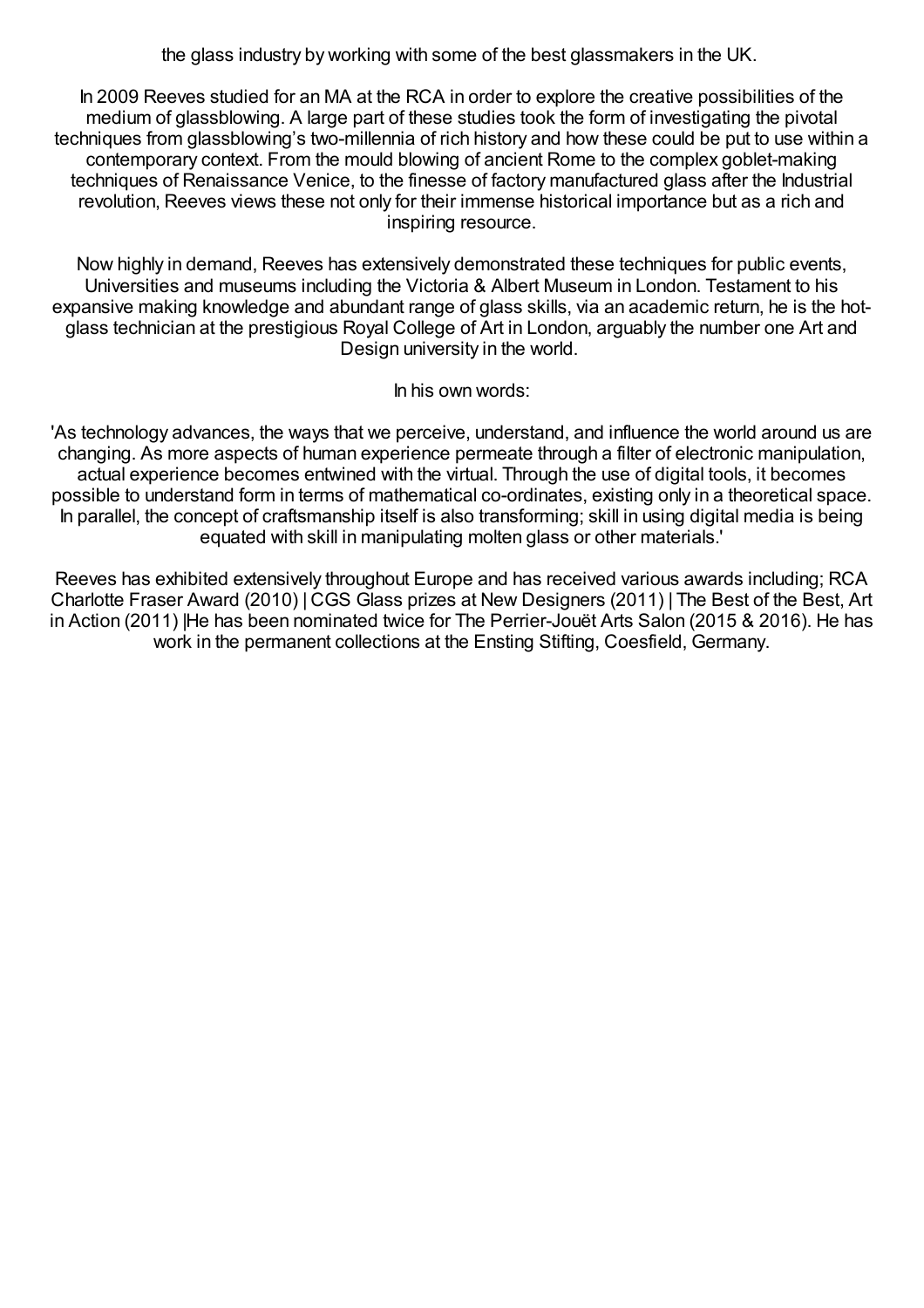the glass industry by working with some of the best glassmakers in the UK.

In 2009 Reeves studied for an MA at the RCA in order to explore the creative possibilities of the medium of glassblowing. A large part of these studies took the form of investigating the pivotal techniques from glassblowing's two-millennia of rich history and how these could be put to use within a contemporary context. From the mould blowing of ancient Rome to the complex goblet-making techniques of Renaissance Venice, to the finesse of factory manufactured glass after the Industrial revolution, Reeves views these not only for their immense historical importance but as a rich and inspiring resource.

Now highly in demand, Reeves has extensively demonstrated these techniques for public events, Universities and museums including the Victoria & Albert Museum in London. Testament to his expansive making knowledge and abundant range of glass skills, via an academic return, he is the hot-glass technician at the prestigious Royal College of Art in London, arguably the number one Art and Design university in the world.

In his own words:

'As technology advances, the ways that we perceive, understand, and influence the world around us are changing. As more aspects of human experience permeate through a filter of electronic manipulation, actual experience becomes entwined with the virtual. Through the use of digital tools, it becomes possible to understand form in terms of mathematical co-ordinates, existing only in a theoretical space. In parallel, the concept of craftsmanship itself is also transforming; skill in using digital media is being equated with skill in manipulating molten glass or other materials.'

Reeves has exhibited extensively throughout Europe and has received various awards including; RCA Charlotte Fraser Award (2010) | CGS Glass prizes at New Designers (2011) | The Best of the Best, Art in Action (2011) |He has been nominated twice for The Perrier-Jouët Arts Salon (2015 & 2016). He has work in the permanent collections at the Ensting Stifting, Coesfield, Germany.